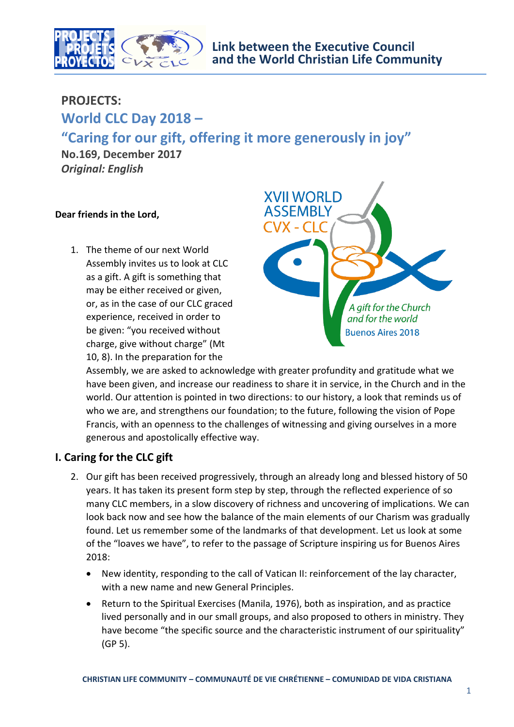# PROJECTS:

## World CLC Day 2018 – "Caring for our gift, offering it more generously in joy"

**No.169, December 2017**
***Original: English***

**Dear friends in the Lord,**

1. The theme of our next World Assembly invites us to look at CLC as a gift. A gift is something that may be either received or given, or, as in the case of our CLC graced experience, received in order to be given: "you received without charge, give without charge" (Mt 10, 8). In the preparation for the Assembly, we are asked to acknowledge with greater profundity and gratitude what we have been given, and increase our readiness to share it in service, in the Church and in the world. Our attention is pointed in two directions: to our history, a look that reminds us of who we are, and strengthens our foundation; to the future, following the vision of Pope Francis, with an openness to the challenges of witnessing and giving ourselves in a more generous and apostolically effective way.

## I. Caring for the CLC gift

2. Our gift has been received progressively, through an already long and blessed history of 50 years. It has taken its present form step by step, through the reflected experience of so many CLC members, in a slow discovery of richness and uncovering of implications. We can look back now and see how the balance of the main elements of our Charism was gradually found. Let us remember some of the landmarks of that development. Let us look at some of the "loaves we have", to refer to the passage of Scripture inspiring us for Buenos Aires 2018:
   - New identity, responding to the call of Vatican II: reinforcement of the lay character, with a new name and new General Principles.
   - Return to the Spiritual Exercises (Manila, 1976), both as inspiration, and as practice lived personally and in our small groups, and also proposed to others in ministry. They have become "the specific source and the characteristic instrument of our spirituality" (GP 5).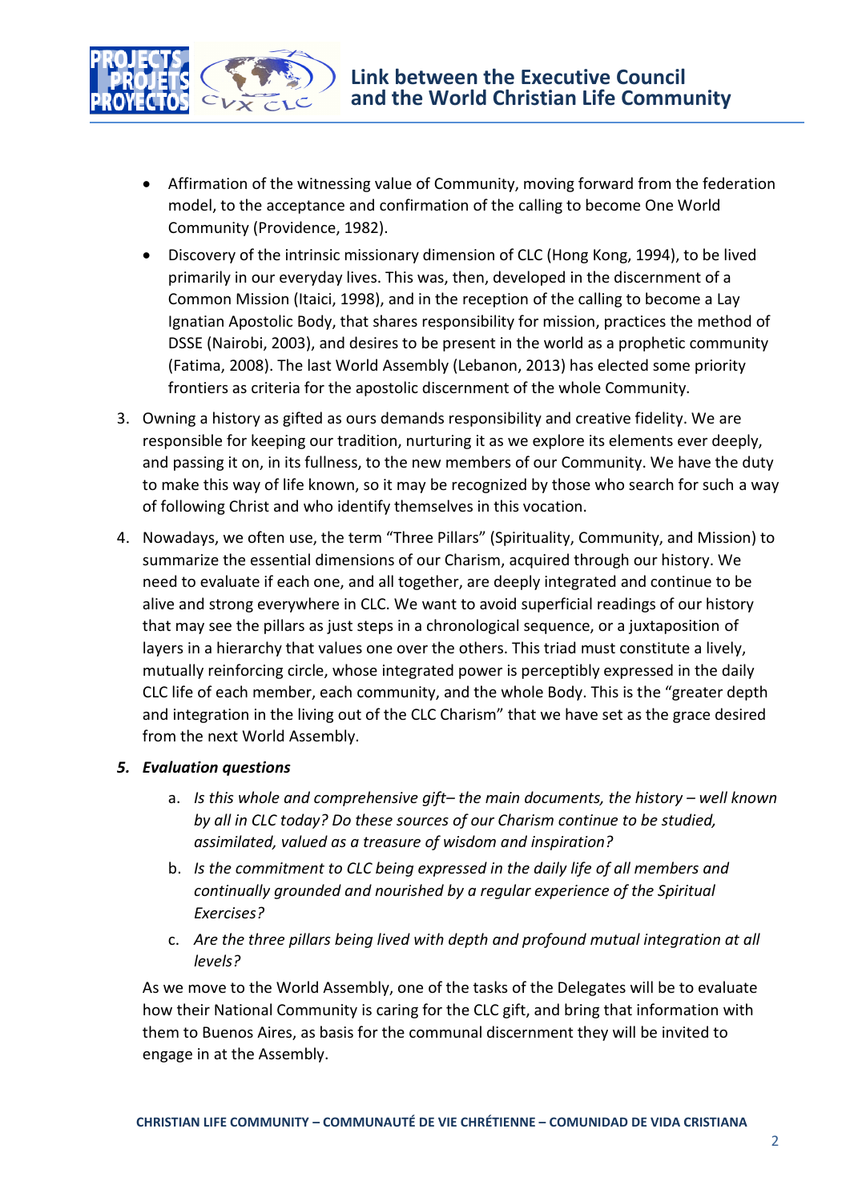- Affirmation of the witnessing value of Community, moving forward from the federation model, to the acceptance and confirmation of the calling to become One World Community (Providence, 1982).
- Discovery of the intrinsic missionary dimension of CLC (Hong Kong, 1994), to be lived primarily in our everyday lives. This was, then, developed in the discernment of a Common Mission (Itaici, 1998), and in the reception of the calling to become a Lay Ignatian Apostolic Body, that shares responsibility for mission, practices the method of DSSE (Nairobi, 2003), and desires to be present in the world as a prophetic community (Fatima, 2008). The last World Assembly (Lebanon, 2013) has elected some priority frontiers as criteria for the apostolic discernment of the whole Community.

3. Owning a history as gifted as ours demands responsibility and creative fidelity. We are responsible for keeping our tradition, nurturing it as we explore its elements ever deeply, and passing it on, in its fullness, to the new members of our Community. We have the duty to make this way of life known, so it may be recognized by those who search for such a way of following Christ and who identify themselves in this vocation.
4. Nowadays, we often use, the term "Three Pillars" (Spirituality, Community, and Mission) to summarize the essential dimensions of our Charism, acquired through our history. We need to evaluate if each one, and all together, are deeply integrated and continue to be alive and strong everywhere in CLC. We want to avoid superficial readings of our history that may see the pillars as just steps in a chronological sequence, or a juxtaposition of layers in a hierarchy that values one over the others. This triad must constitute a lively, mutually reinforcing circle, whose integrated power is perceptibly expressed in the daily CLC life of each member, each community, and the whole Body. This is the "greater depth and integration in the living out of the CLC Charism" that we have set as the grace desired from the next World Assembly.
5. ***Evaluation questions***
   a. *Is this whole and comprehensive gift– the main documents, the history – well known by all in CLC today? Do these sources of our Charism continue to be studied, assimilated, valued as a treasure of wisdom and inspiration?*
   b. *Is the commitment to CLC being expressed in the daily life of all members and continually grounded and nourished by a regular experience of the Spiritual Exercises?*
   c. *Are the three pillars being lived with depth and profound mutual integration at all levels?*

   As we move to the World Assembly, one of the tasks of the Delegates will be to evaluate how their National Community is caring for the CLC gift, and bring that information with them to Buenos Aires, as basis for the communal discernment they will be invited to engage in at the Assembly.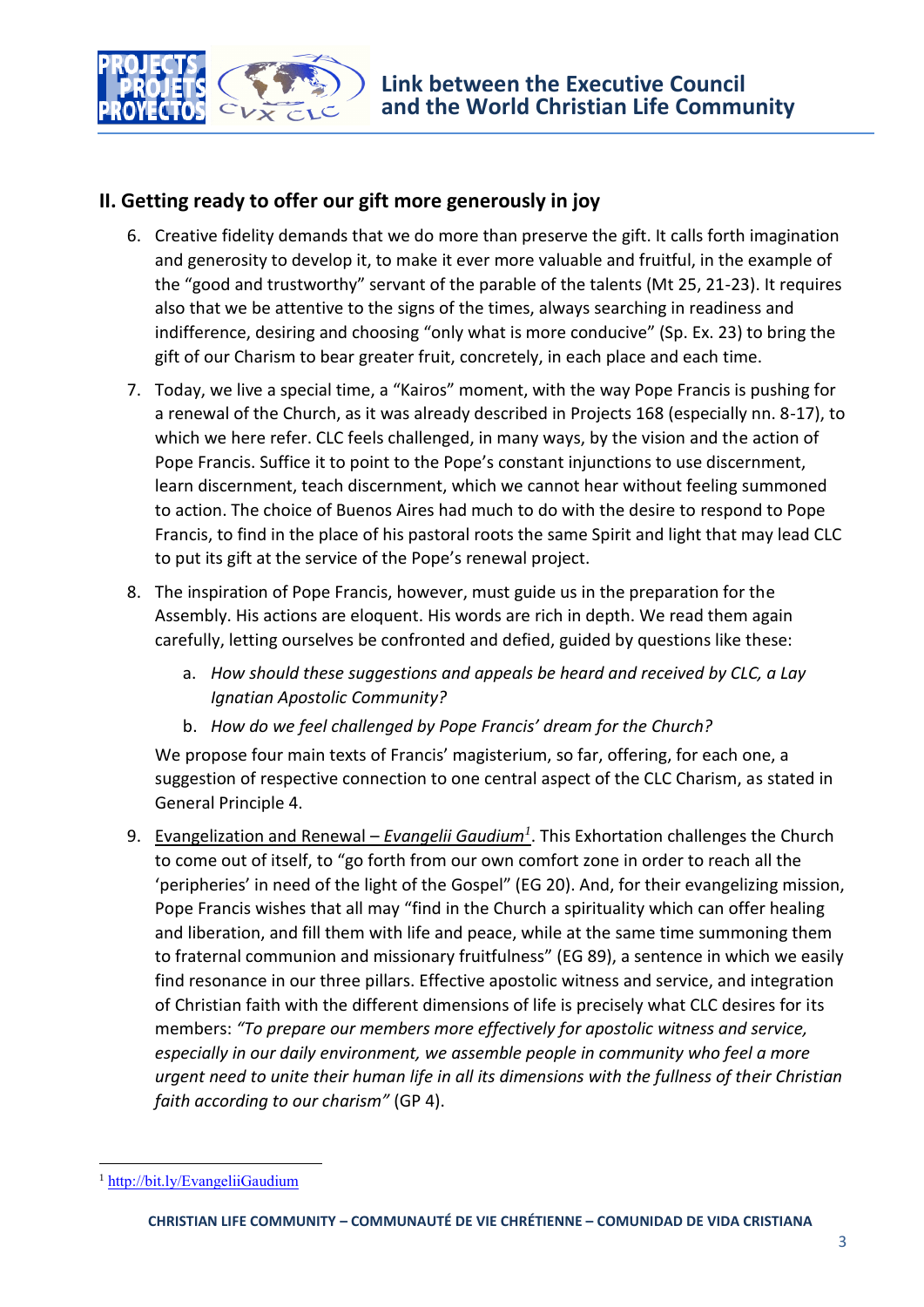## II. Getting ready to offer our gift more generously in joy

6. Creative fidelity demands that we do more than preserve the gift. It calls forth imagination and generosity to develop it, to make it ever more valuable and fruitful, in the example of the "good and trustworthy" servant of the parable of the talents (Mt 25, 21-23). It requires also that we be attentive to the signs of the times, always searching in readiness and indifference, desiring and choosing "only what is more conducive" (Sp. Ex. 23) to bring the gift of our Charism to bear greater fruit, concretely, in each place and each time.

7. Today, we live a special time, a "Kairos" moment, with the way Pope Francis is pushing for a renewal of the Church, as it was already described in Projects 168 (especially nn. 8-17), to which we here refer. CLC feels challenged, in many ways, by the vision and the action of Pope Francis. Suffice it to point to the Pope's constant injunctions to use discernment, learn discernment, teach discernment, which we cannot hear without feeling summoned to action. The choice of Buenos Aires had much to do with the desire to respond to Pope Francis, to find in the place of his pastoral roots the same Spirit and light that may lead CLC to put its gift at the service of the Pope's renewal project.

8. The inspiration of Pope Francis, however, must guide us in the preparation for the Assembly. His actions are eloquent. His words are rich in depth. We read them again carefully, letting ourselves be confronted and defied, guided by questions like these:

   a. *How should these suggestions and appeals be heard and received by CLC, a Lay Ignatian Apostolic Community?*

   b. *How do we feel challenged by Pope Francis' dream for the Church?*

   We propose four main texts of Francis' magisterium, so far, offering, for each one, a suggestion of respective connection to one central aspect of the CLC Charism, as stated in General Principle 4.

9. <u>Evangelization and Renewal – *Evangelii Gaudium*[1]</u>. This Exhortation challenges the Church to come out of itself, to "go forth from our own comfort zone in order to reach all the 'peripheries' in need of the light of the Gospel" (EG 20). And, for their evangelizing mission, Pope Francis wishes that all may "find in the Church a spirituality which can offer healing and liberation, and fill them with life and peace, while at the same time summoning them to fraternal communion and missionary fruitfulness" (EG 89), a sentence in which we easily find resonance in our three pillars. Effective apostolic witness and service, and integration of Christian faith with the different dimensions of life is precisely what CLC desires for its members: *"To prepare our members more effectively for apostolic witness and service, especially in our daily environment, we assemble people in community who feel a more urgent need to unite their human life in all its dimensions with the fullness of their Christian faith according to our charism"* (GP 4).

---

[1] http://bit.ly/EvangeliiGaudium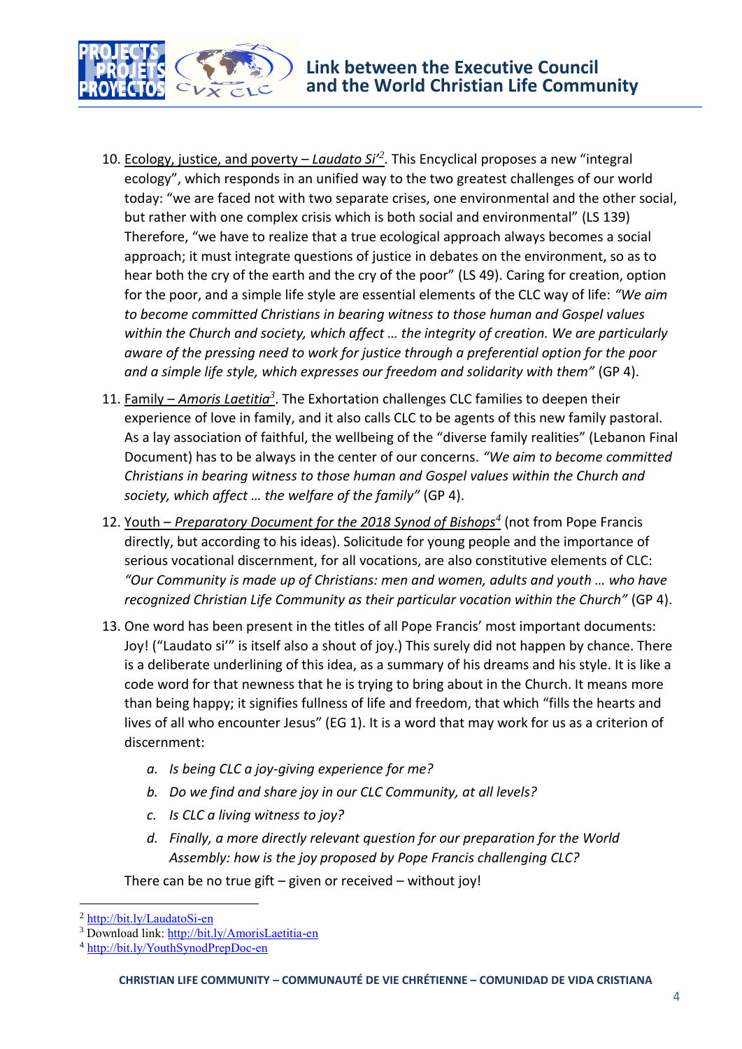10. Ecology, justice, and poverty – *Laudato Si'*[2]. This Encyclical proposes a new "integral ecology", which responds in an unified way to the two greatest challenges of our world today: "we are faced not with two separate crises, one environmental and the other social, but rather with one complex crisis which is both social and environmental" (LS 139) Therefore, "we have to realize that a true ecological approach always becomes a social approach; it must integrate questions of justice in debates on the environment, so as to hear both the cry of the earth and the cry of the poor" (LS 49). Caring for creation, option for the poor, and a simple life style are essential elements of the CLC way of life: *"We aim to become committed Christians in bearing witness to those human and Gospel values within the Church and society, which affect … the integrity of creation. We are particularly aware of the pressing need to work for justice through a preferential option for the poor and a simple life style, which expresses our freedom and solidarity with them"* (GP 4).

11. Family – *Amoris Laetitia*[3]. The Exhortation challenges CLC families to deepen their experience of love in family, and it also calls CLC to be agents of this new family pastoral. As a lay association of faithful, the wellbeing of the "diverse family realities" (Lebanon Final Document) has to be always in the center of our concerns. *"We aim to become committed Christians in bearing witness to those human and Gospel values within the Church and society, which affect … the welfare of the family"* (GP 4).

12. Youth – *Preparatory Document for the 2018 Synod of Bishops*[4] (not from Pope Francis directly, but according to his ideas). Solicitude for young people and the importance of serious vocational discernment, for all vocations, are also constitutive elements of CLC: *"Our Community is made up of Christians: men and women, adults and youth … who have recognized Christian Life Community as their particular vocation within the Church"* (GP 4).

13. One word has been present in the titles of all Pope Francis' most important documents: Joy! ("Laudato si'" is itself also a shout of joy.) This surely did not happen by chance. There is a deliberate underlining of this idea, as a summary of his dreams and his style. It is like a code word for that newness that he is trying to bring about in the Church. It means more than being happy; it signifies fullness of life and freedom, that which "fills the hearts and lives of all who encounter Jesus" (EG 1). It is a word that may work for us as a criterion of discernment:

    a. *Is being CLC a joy-giving experience for me?*
    b. *Do we find and share joy in our CLC Community, at all levels?*
    c. *Is CLC a living witness to joy?*
    d. *Finally, a more directly relevant question for our preparation for the World Assembly: how is the joy proposed by Pope Francis challenging CLC?*

    There can be no true gift – given or received – without joy!

---

[2] http://bit.ly/LaudatoSi-en

[3] Download link: http://bit.ly/AmorisLaetitia-en

[4] http://bit.ly/YouthSynodPrepDoc-en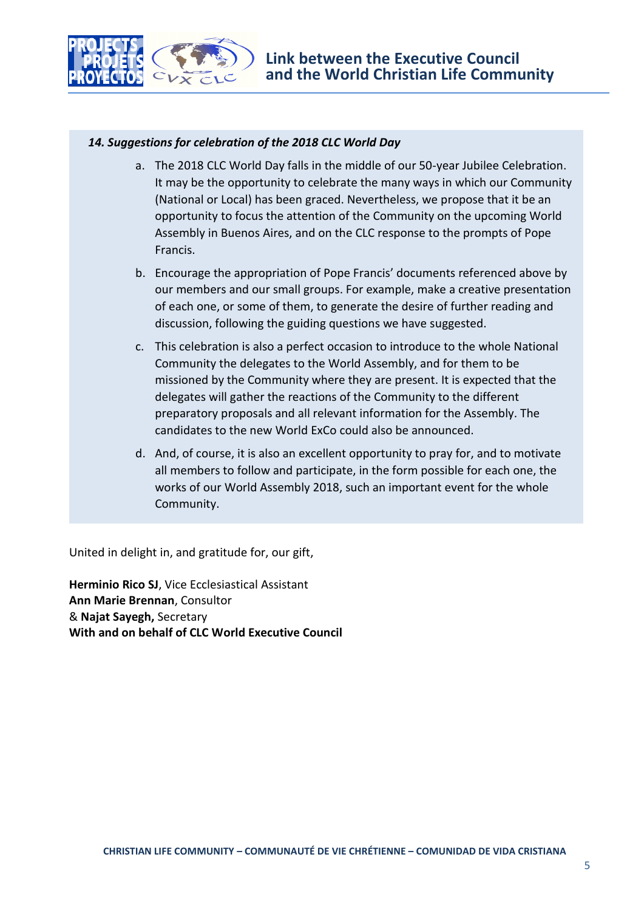***14. Suggestions for celebration of the 2018 CLC World Day***

a. The 2018 CLC World Day falls in the middle of our 50-year Jubilee Celebration. It may be the opportunity to celebrate the many ways in which our Community (National or Local) has been graced. Nevertheless, we propose that it be an opportunity to focus the attention of the Community on the upcoming World Assembly in Buenos Aires, and on the CLC response to the prompts of Pope Francis.

b. Encourage the appropriation of Pope Francis' documents referenced above by our members and our small groups. For example, make a creative presentation of each one, or some of them, to generate the desire of further reading and discussion, following the guiding questions we have suggested.

c. This celebration is also a perfect occasion to introduce to the whole National Community the delegates to the World Assembly, and for them to be missioned by the Community where they are present. It is expected that the delegates will gather the reactions of the Community to the different preparatory proposals and all relevant information for the Assembly. The candidates to the new World ExCo could also be announced.

d. And, of course, it is also an excellent opportunity to pray for, and to motivate all members to follow and participate, in the form possible for each one, the works of our World Assembly 2018, such an important event for the whole Community.

United in delight in, and gratitude for, our gift,

**Herminio Rico SJ**, Vice Ecclesiastical Assistant
**Ann Marie Brennan**, Consultor
& **Najat Sayegh,** Secretary
**With and on behalf of CLC World Executive Council**